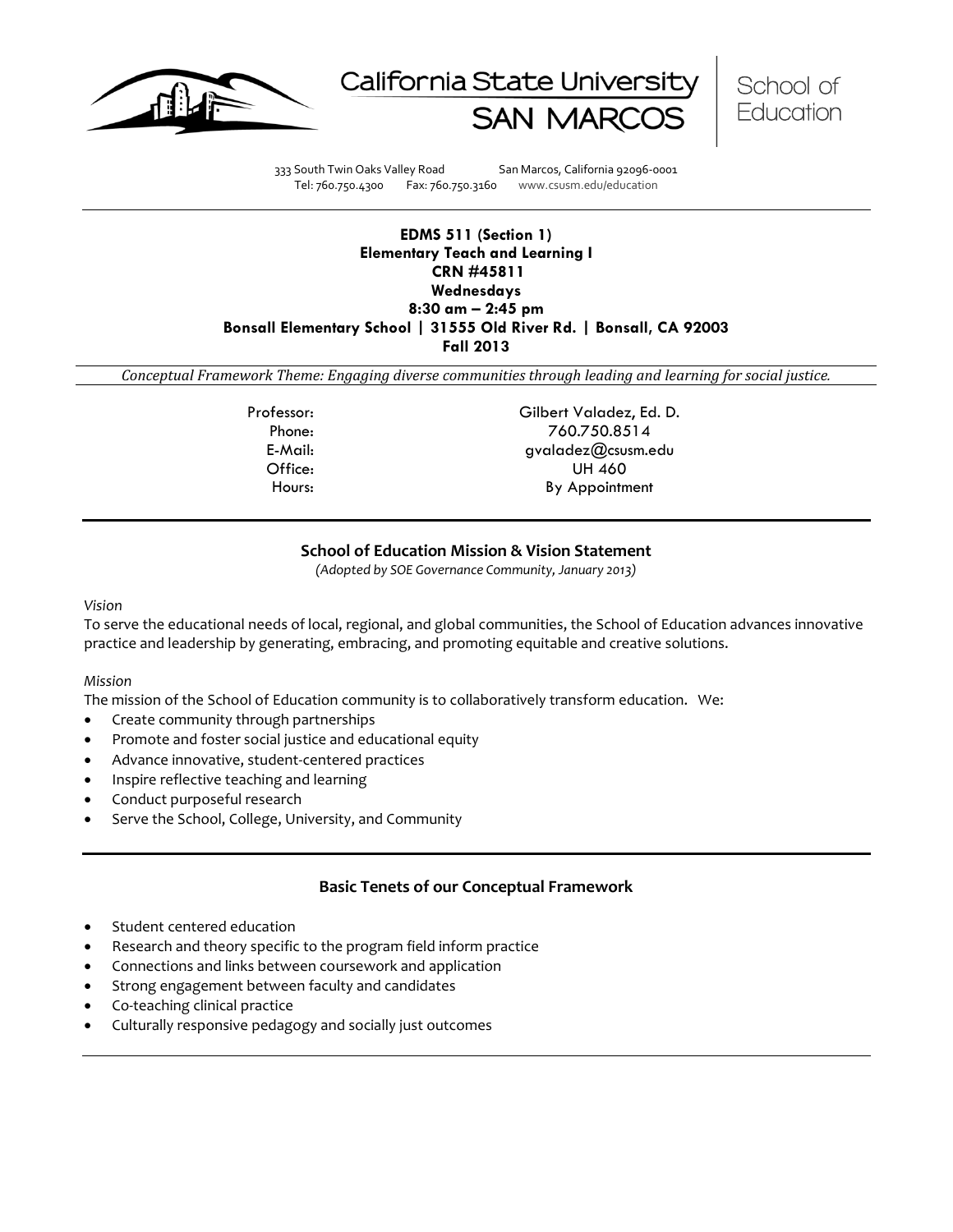California State University SAN MARCOS | School of Education

333 South Twin Oaks Valley Road San Marcos, California 92096-0001
Tel: 760.750.4300 Fax: 760.750.3160 www.csusm.edu/education

---

**EDMS 511 (Section 1)**
**Elementary Teach and Learning I**
**CRN #45811**
**Wednesdays**
**8:30 am – 2:45 pm**
**Bonsall Elementary School | 31555 Old River Rd. | Bonsall, CA 92003**
**Fall 2013**

*Conceptual Framework Theme: Engaging diverse communities through leading and learning for social justice.*

| | |
|---|---|
| Professor: | Gilbert Valadez, Ed. D. |
| Phone: | 760.750.8514 |
| E-Mail: | gvaladez@csusm.edu |
| Office: | UH 460 |
| Hours: | By Appointment |

---

## School of Education Mission & Vision Statement

*(Adopted by SOE Governance Community, January 2013)*

*Vision*

To serve the educational needs of local, regional, and global communities, the School of Education advances innovative practice and leadership by generating, embracing, and promoting equitable and creative solutions.

*Mission*

The mission of the School of Education community is to collaboratively transform education. We:

- Create community through partnerships
- Promote and foster social justice and educational equity
- Advance innovative, student-centered practices
- Inspire reflective teaching and learning
- Conduct purposeful research
- Serve the School, College, University, and Community

---

## Basic Tenets of our Conceptual Framework

- Student centered education
- Research and theory specific to the program field inform practice
- Connections and links between coursework and application
- Strong engagement between faculty and candidates
- Co-teaching clinical practice
- Culturally responsive pedagogy and socially just outcomes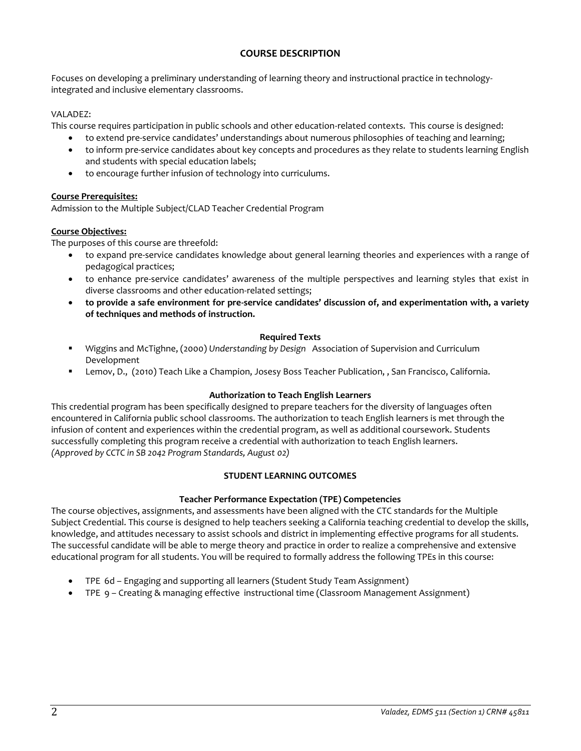## COURSE DESCRIPTION

Focuses on developing a preliminary understanding of learning theory and instructional practice in technology-integrated and inclusive elementary classrooms.

VALADEZ:
This course requires participation in public schools and other education-related contexts. This course is designed:

- to extend pre-service candidates' understandings about numerous philosophies of teaching and learning;
- to inform pre-service candidates about key concepts and procedures as they relate to students learning English and students with special education labels;
- to encourage further infusion of technology into curriculums.

**Course Prerequisites:**
Admission to the Multiple Subject/CLAD Teacher Credential Program

**Course Objectives:**
The purposes of this course are threefold:

- to expand pre-service candidates knowledge about general learning theories and experiences with a range of pedagogical practices;
- to enhance pre-service candidates' awareness of the multiple perspectives and learning styles that exist in diverse classrooms and other education-related settings;
- **to provide a safe environment for pre-service candidates' discussion of, and experimentation with, a variety of techniques and methods of instruction.**

### Required Texts

- Wiggins and McTighne, (2000) *Understanding by Design* Association of Supervision and Curriculum Development
- Lemov, D., (2010) Teach Like a Champion, Josesy Boss Teacher Publication, , San Francisco, California.

### Authorization to Teach English Learners

This credential program has been specifically designed to prepare teachers for the diversity of languages often encountered in California public school classrooms. The authorization to teach English learners is met through the infusion of content and experiences within the credential program, as well as additional coursework. Students successfully completing this program receive a credential with authorization to teach English learners.
*(Approved by CCTC in SB 2042 Program Standards, August 02)*

## STUDENT LEARNING OUTCOMES

### Teacher Performance Expectation (TPE) Competencies

The course objectives, assignments, and assessments have been aligned with the CTC standards for the Multiple Subject Credential. This course is designed to help teachers seeking a California teaching credential to develop the skills, knowledge, and attitudes necessary to assist schools and district in implementing effective programs for all students. The successful candidate will be able to merge theory and practice in order to realize a comprehensive and extensive educational program for all students. You will be required to formally address the following TPEs in this course:

- TPE 6d – Engaging and supporting all learners (Student Study Team Assignment)
- TPE 9 – Creating & managing effective instructional time (Classroom Management Assignment)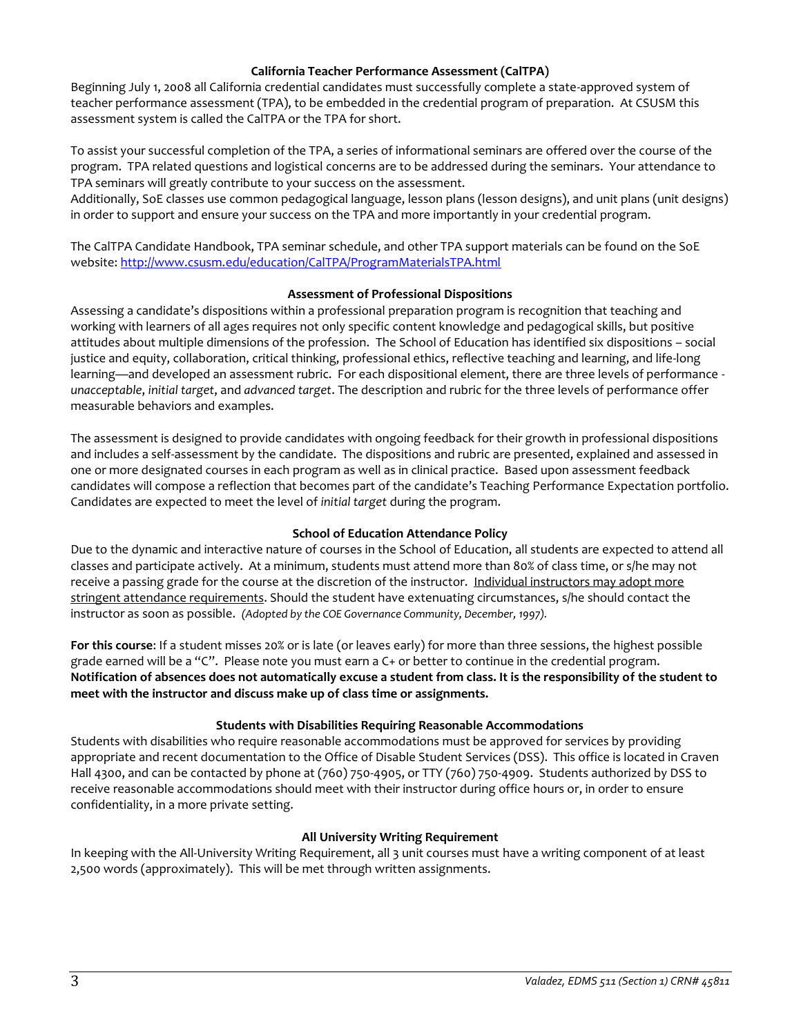## California Teacher Performance Assessment (CalTPA)

Beginning July 1, 2008 all California credential candidates must successfully complete a state-approved system of teacher performance assessment (TPA), to be embedded in the credential program of preparation. At CSUSM this assessment system is called the CalTPA or the TPA for short.

To assist your successful completion of the TPA, a series of informational seminars are offered over the course of the program. TPA related questions and logistical concerns are to be addressed during the seminars. Your attendance to TPA seminars will greatly contribute to your success on the assessment.
Additionally, SoE classes use common pedagogical language, lesson plans (lesson designs), and unit plans (unit designs) in order to support and ensure your success on the TPA and more importantly in your credential program.

The CalTPA Candidate Handbook, TPA seminar schedule, and other TPA support materials can be found on the SoE website: http://www.csusm.edu/education/CalTPA/ProgramMaterialsTPA.html

## Assessment of Professional Dispositions

Assessing a candidate's dispositions within a professional preparation program is recognition that teaching and working with learners of all ages requires not only specific content knowledge and pedagogical skills, but positive attitudes about multiple dimensions of the profession. The School of Education has identified six dispositions – social justice and equity, collaboration, critical thinking, professional ethics, reflective teaching and learning, and life-long learning—and developed an assessment rubric. For each dispositional element, there are three levels of performance - *unacceptable*, *initial target*, and *advanced target*. The description and rubric for the three levels of performance offer measurable behaviors and examples.

The assessment is designed to provide candidates with ongoing feedback for their growth in professional dispositions and includes a self-assessment by the candidate. The dispositions and rubric are presented, explained and assessed in one or more designated courses in each program as well as in clinical practice. Based upon assessment feedback candidates will compose a reflection that becomes part of the candidate's Teaching Performance Expectation portfolio. Candidates are expected to meet the level of *initial target* during the program.

## School of Education Attendance Policy

Due to the dynamic and interactive nature of courses in the School of Education, all students are expected to attend all classes and participate actively. At a minimum, students must attend more than 80% of class time, or s/he may not receive a passing grade for the course at the discretion of the instructor. Individual instructors may adopt more stringent attendance requirements. Should the student have extenuating circumstances, s/he should contact the instructor as soon as possible. *(Adopted by the COE Governance Community, December, 1997).*

**For this course**: If a student misses 20% or is late (or leaves early) for more than three sessions, the highest possible grade earned will be a "C". Please note you must earn a C+ or better to continue in the credential program. **Notification of absences does not automatically excuse a student from class. It is the responsibility of the student to meet with the instructor and discuss make up of class time or assignments.**

## Students with Disabilities Requiring Reasonable Accommodations

Students with disabilities who require reasonable accommodations must be approved for services by providing appropriate and recent documentation to the Office of Disable Student Services (DSS). This office is located in Craven Hall 4300, and can be contacted by phone at (760) 750-4905, or TTY (760) 750-4909. Students authorized by DSS to receive reasonable accommodations should meet with their instructor during office hours or, in order to ensure confidentiality, in a more private setting.

## All University Writing Requirement

In keeping with the All-University Writing Requirement, all 3 unit courses must have a writing component of at least 2,500 words (approximately). This will be met through written assignments.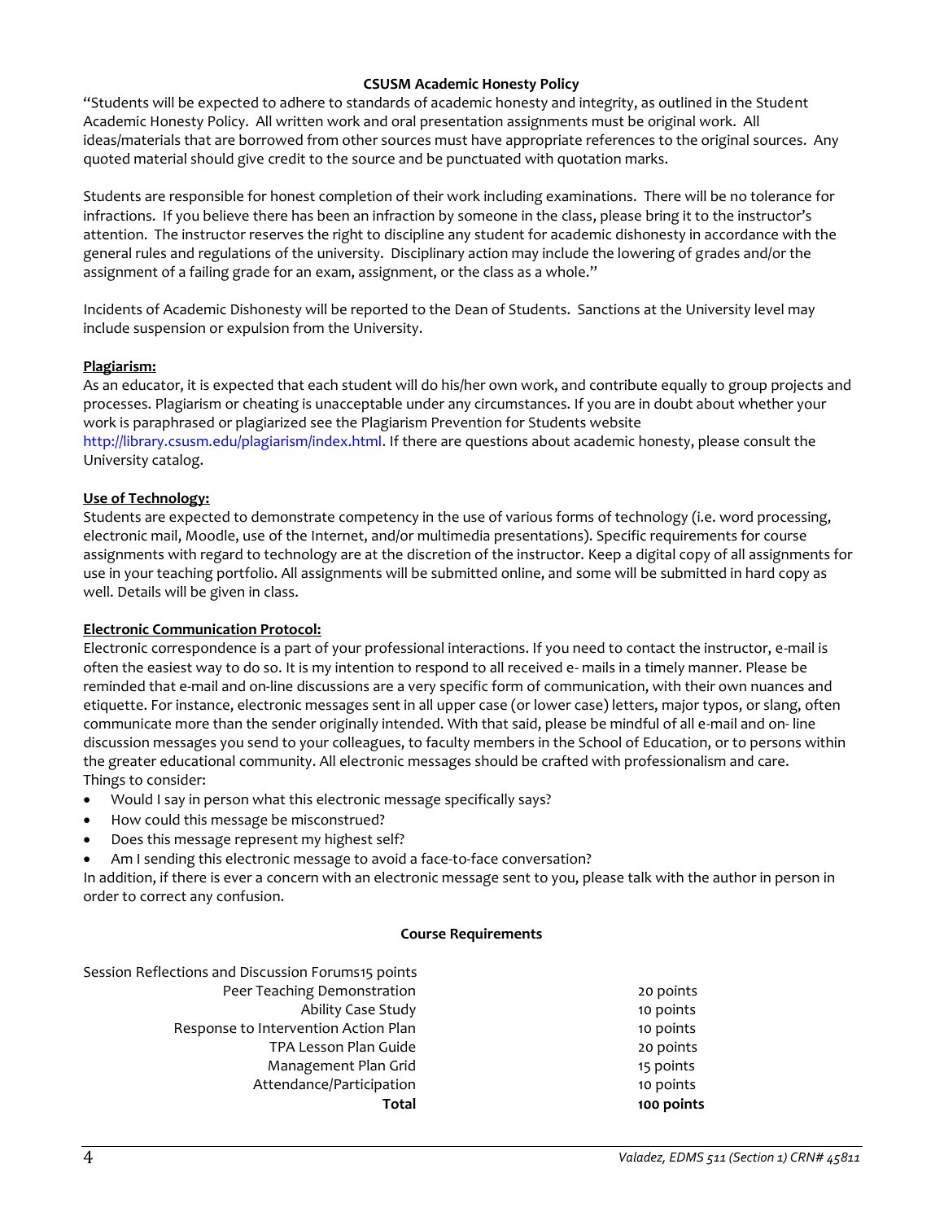**CSUSM Academic Honesty Policy**

"Students will be expected to adhere to standards of academic honesty and integrity, as outlined in the Student Academic Honesty Policy. All written work and oral presentation assignments must be original work. All ideas/materials that are borrowed from other sources must have appropriate references to the original sources. Any quoted material should give credit to the source and be punctuated with quotation marks.

Students are responsible for honest completion of their work including examinations. There will be no tolerance for infractions. If you believe there has been an infraction by someone in the class, please bring it to the instructor's attention. The instructor reserves the right to discipline any student for academic dishonesty in accordance with the general rules and regulations of the university. Disciplinary action may include the lowering of grades and/or the assignment of a failing grade for an exam, assignment, or the class as a whole."

Incidents of Academic Dishonesty will be reported to the Dean of Students. Sanctions at the University level may include suspension or expulsion from the University.

**Plagiarism:**

As an educator, it is expected that each student will do his/her own work, and contribute equally to group projects and processes. Plagiarism or cheating is unacceptable under any circumstances. If you are in doubt about whether your work is paraphrased or plagiarized see the Plagiarism Prevention for Students website http://library.csusm.edu/plagiarism/index.html. If there are questions about academic honesty, please consult the University catalog.

**Use of Technology:**

Students are expected to demonstrate competency in the use of various forms of technology (i.e. word processing, electronic mail, Moodle, use of the Internet, and/or multimedia presentations). Specific requirements for course assignments with regard to technology are at the discretion of the instructor. Keep a digital copy of all assignments for use in your teaching portfolio. All assignments will be submitted online, and some will be submitted in hard copy as well. Details will be given in class.

**Electronic Communication Protocol:**

Electronic correspondence is a part of your professional interactions. If you need to contact the instructor, e-mail is often the easiest way to do so. It is my intention to respond to all received e- mails in a timely manner. Please be reminded that e-mail and on-line discussions are a very specific form of communication, with their own nuances and etiquette. For instance, electronic messages sent in all upper case (or lower case) letters, major typos, or slang, often communicate more than the sender originally intended. With that said, please be mindful of all e-mail and on- line discussion messages you send to your colleagues, to faculty members in the School of Education, or to persons within the greater educational community. All electronic messages should be crafted with professionalism and care.
Things to consider:

- Would I say in person what this electronic message specifically says?
- How could this message be misconstrued?
- Does this message represent my highest self?
- Am I sending this electronic message to avoid a face-to-face conversation?

In addition, if there is ever a concern with an electronic message sent to you, please talk with the author in person in order to correct any confusion.

**Course Requirements**

| Requirement | Points |
|---|---|
| Session Reflections and Discussion Forums | 15 points |
| Peer Teaching Demonstration | 20 points |
| Ability Case Study | 10 points |
| Response to Intervention Action Plan | 10 points |
| TPA Lesson Plan Guide | 20 points |
| Management Plan Grid | 15 points |
| Attendance/Participation | 10 points |
| **Total** | **100 points** |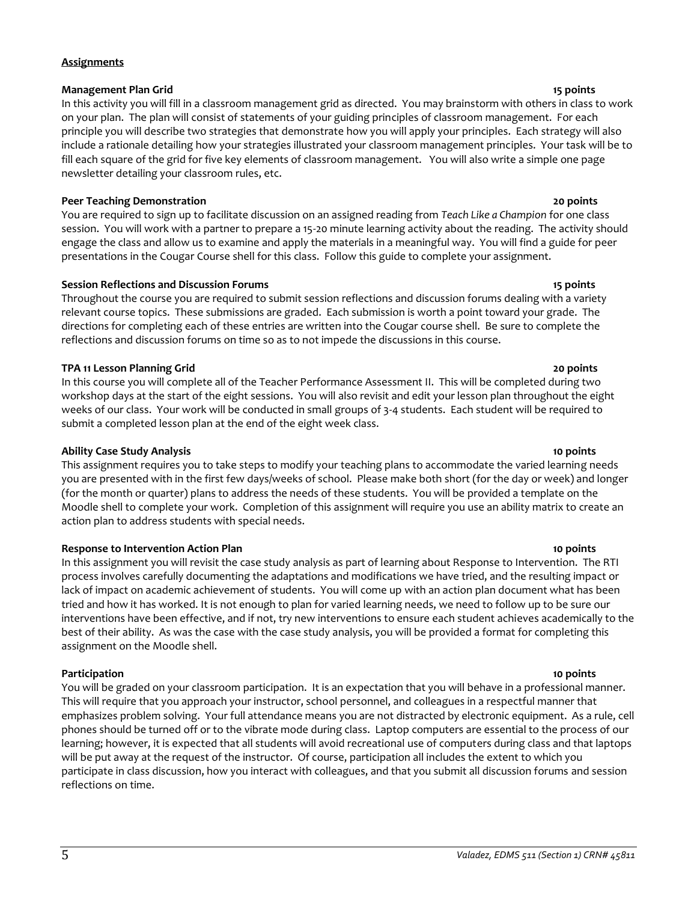**Assignments**

**Management Plan Grid** **15 points**

In this activity you will fill in a classroom management grid as directed. You may brainstorm with others in class to work on your plan. The plan will consist of statements of your guiding principles of classroom management. For each principle you will describe two strategies that demonstrate how you will apply your principles. Each strategy will also include a rationale detailing how your strategies illustrated your classroom management principles. Your task will be to fill each square of the grid for five key elements of classroom management. You will also write a simple one page newsletter detailing your classroom rules, etc.

**Peer Teaching Demonstration** **20 points**

You are required to sign up to facilitate discussion on an assigned reading from *Teach Like a Champion* for one class session. You will work with a partner to prepare a 15-20 minute learning activity about the reading. The activity should engage the class and allow us to examine and apply the materials in a meaningful way. You will find a guide for peer presentations in the Cougar Course shell for this class. Follow this guide to complete your assignment.

**Session Reflections and Discussion Forums** **15 points**

Throughout the course you are required to submit session reflections and discussion forums dealing with a variety relevant course topics. These submissions are graded. Each submission is worth a point toward your grade. The directions for completing each of these entries are written into the Cougar course shell. Be sure to complete the reflections and discussion forums on time so as to not impede the discussions in this course.

**TPA 11 Lesson Planning Grid** **20 points**

In this course you will complete all of the Teacher Performance Assessment II. This will be completed during two workshop days at the start of the eight sessions. You will also revisit and edit your lesson plan throughout the eight weeks of our class. Your work will be conducted in small groups of 3-4 students. Each student will be required to submit a completed lesson plan at the end of the eight week class.

**Ability Case Study Analysis** **10 points**

This assignment requires you to take steps to modify your teaching plans to accommodate the varied learning needs you are presented with in the first few days/weeks of school. Please make both short (for the day or week) and longer (for the month or quarter) plans to address the needs of these students. You will be provided a template on the Moodle shell to complete your work. Completion of this assignment will require you use an ability matrix to create an action plan to address students with special needs.

**Response to Intervention Action Plan** **10 points**

In this assignment you will revisit the case study analysis as part of learning about Response to Intervention. The RTI process involves carefully documenting the adaptations and modifications we have tried, and the resulting impact or lack of impact on academic achievement of students. You will come up with an action plan document what has been tried and how it has worked. It is not enough to plan for varied learning needs, we need to follow up to be sure our interventions have been effective, and if not, try new interventions to ensure each student achieves academically to the best of their ability. As was the case with the case study analysis, you will be provided a format for completing this assignment on the Moodle shell.

**Participation** **10 points**

You will be graded on your classroom participation. It is an expectation that you will behave in a professional manner. This will require that you approach your instructor, school personnel, and colleagues in a respectful manner that emphasizes problem solving. Your full attendance means you are not distracted by electronic equipment. As a rule, cell phones should be turned off or to the vibrate mode during class. Laptop computers are essential to the process of our learning; however, it is expected that all students will avoid recreational use of computers during class and that laptops will be put away at the request of the instructor. Of course, participation all includes the extent to which you participate in class discussion, how you interact with colleagues, and that you submit all discussion forums and session reflections on time.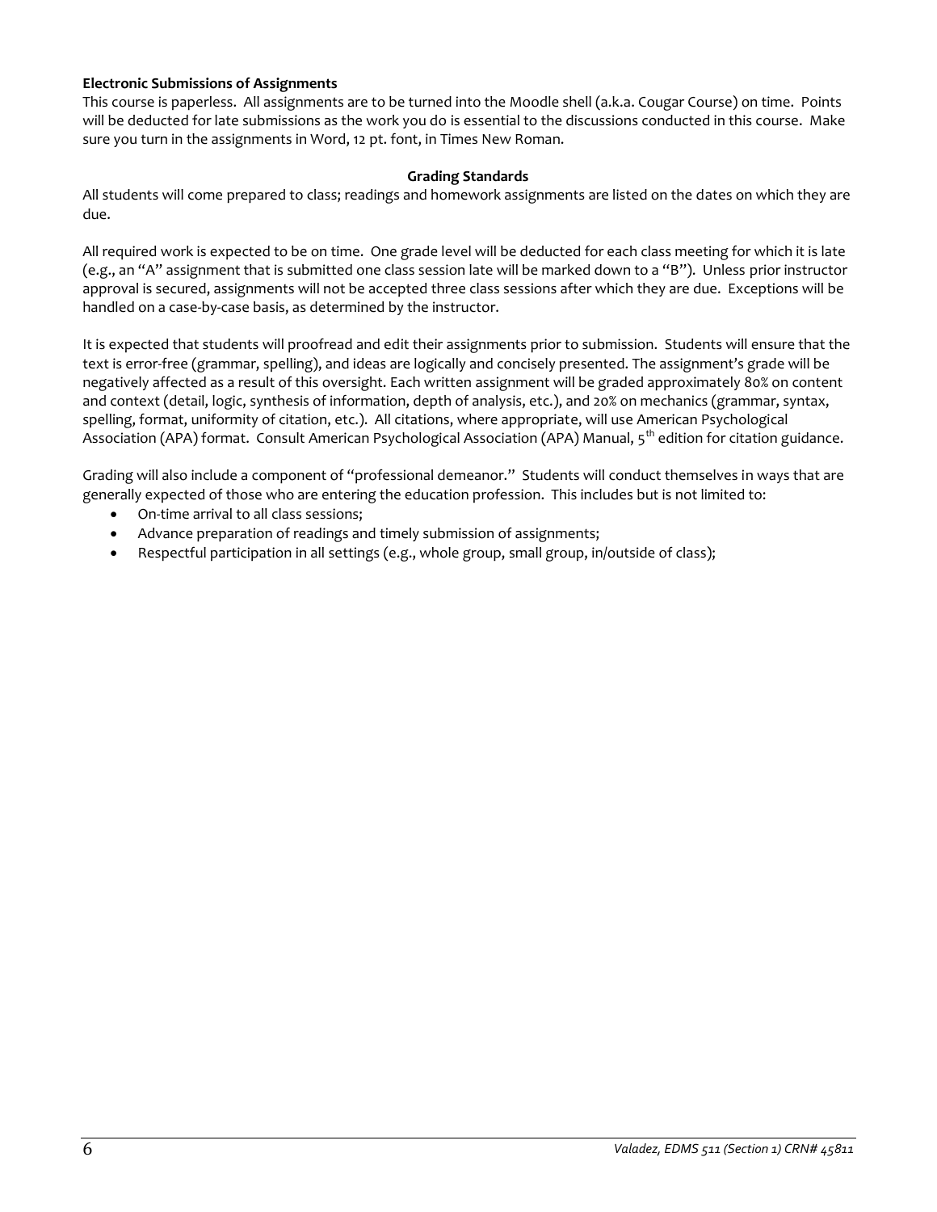**Electronic Submissions of Assignments**
This course is paperless. All assignments are to be turned into the Moodle shell (a.k.a. Cougar Course) on time. Points will be deducted for late submissions as the work you do is essential to the discussions conducted in this course. Make sure you turn in the assignments in Word, 12 pt. font, in Times New Roman.

### Grading Standards

All students will come prepared to class; readings and homework assignments are listed on the dates on which they are due.

All required work is expected to be on time. One grade level will be deducted for each class meeting for which it is late (e.g., an "A" assignment that is submitted one class session late will be marked down to a "B"). Unless prior instructor approval is secured, assignments will not be accepted three class sessions after which they are due. Exceptions will be handled on a case-by-case basis, as determined by the instructor.

It is expected that students will proofread and edit their assignments prior to submission. Students will ensure that the text is error-free (grammar, spelling), and ideas are logically and concisely presented. The assignment's grade will be negatively affected as a result of this oversight. Each written assignment will be graded approximately 80% on content and context (detail, logic, synthesis of information, depth of analysis, etc.), and 20% on mechanics (grammar, syntax, spelling, format, uniformity of citation, etc.). All citations, where appropriate, will use American Psychological Association (APA) format. Consult American Psychological Association (APA) Manual, 5th edition for citation guidance.

Grading will also include a component of "professional demeanor." Students will conduct themselves in ways that are generally expected of those who are entering the education profession. This includes but is not limited to:

- On-time arrival to all class sessions;
- Advance preparation of readings and timely submission of assignments;
- Respectful participation in all settings (e.g., whole group, small group, in/outside of class);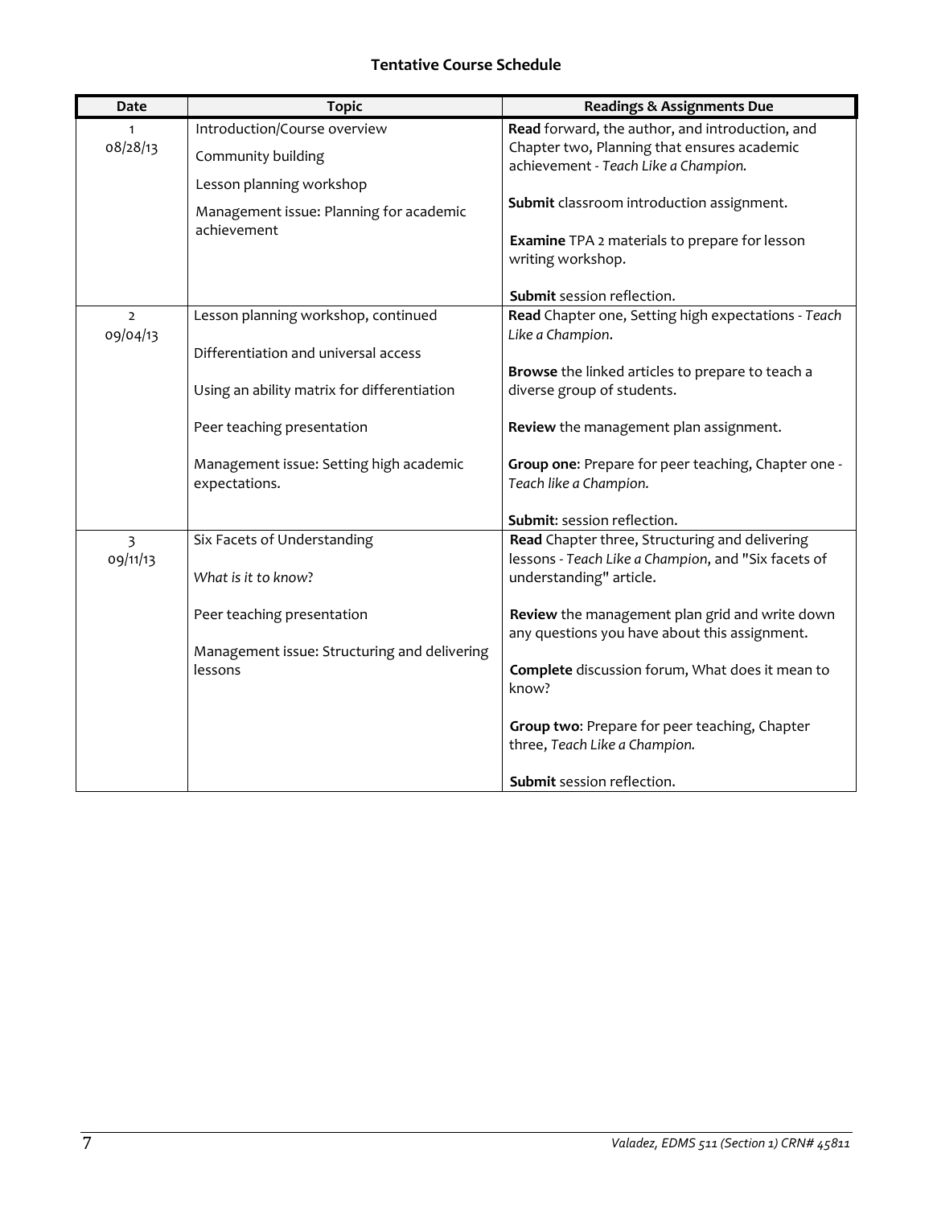**Tentative Course Schedule**

| Date | Topic | Readings & Assignments Due |
|---|---|---|
| 1<br>08/28/13 | Introduction/Course overview<br><br>Community building<br><br>Lesson planning workshop<br><br>Management issue: Planning for academic achievement | **Read** forward, the author, and introduction, and Chapter two, Planning that ensures academic achievement - *Teach Like a Champion.*<br><br>**Submit** classroom introduction assignment.<br><br>**Examine** TPA 2 materials to prepare for lesson writing workshop.<br><br>**Submit** session reflection. |
| 2<br>09/04/13 | Lesson planning workshop, continued<br><br>Differentiation and universal access<br><br>Using an ability matrix for differentiation<br><br>Peer teaching presentation<br><br>Management issue: Setting high academic expectations. | **Read** Chapter one, Setting high expectations - *Teach Like a Champion*.<br><br>**Browse** the linked articles to prepare to teach a diverse group of students.<br><br>**Review** the management plan assignment.<br><br>**Group one**: Prepare for peer teaching, Chapter one - *Teach like a Champion.*<br><br>**Submit**: session reflection. |
| 3<br>09/11/13 | Six Facets of Understanding<br><br>*What is it to know?*<br><br>Peer teaching presentation<br><br>Management issue: Structuring and delivering lessons | **Read** Chapter three, Structuring and delivering lessons - *Teach Like a Champion*, and "Six facets of understanding" article.<br><br>**Review** the management plan grid and write down any questions you have about this assignment.<br><br>**Complete** discussion forum, What does it mean to know?<br><br>**Group two**: Prepare for peer teaching, Chapter three, *Teach Like a Champion.*<br><br>**Submit** session reflection. |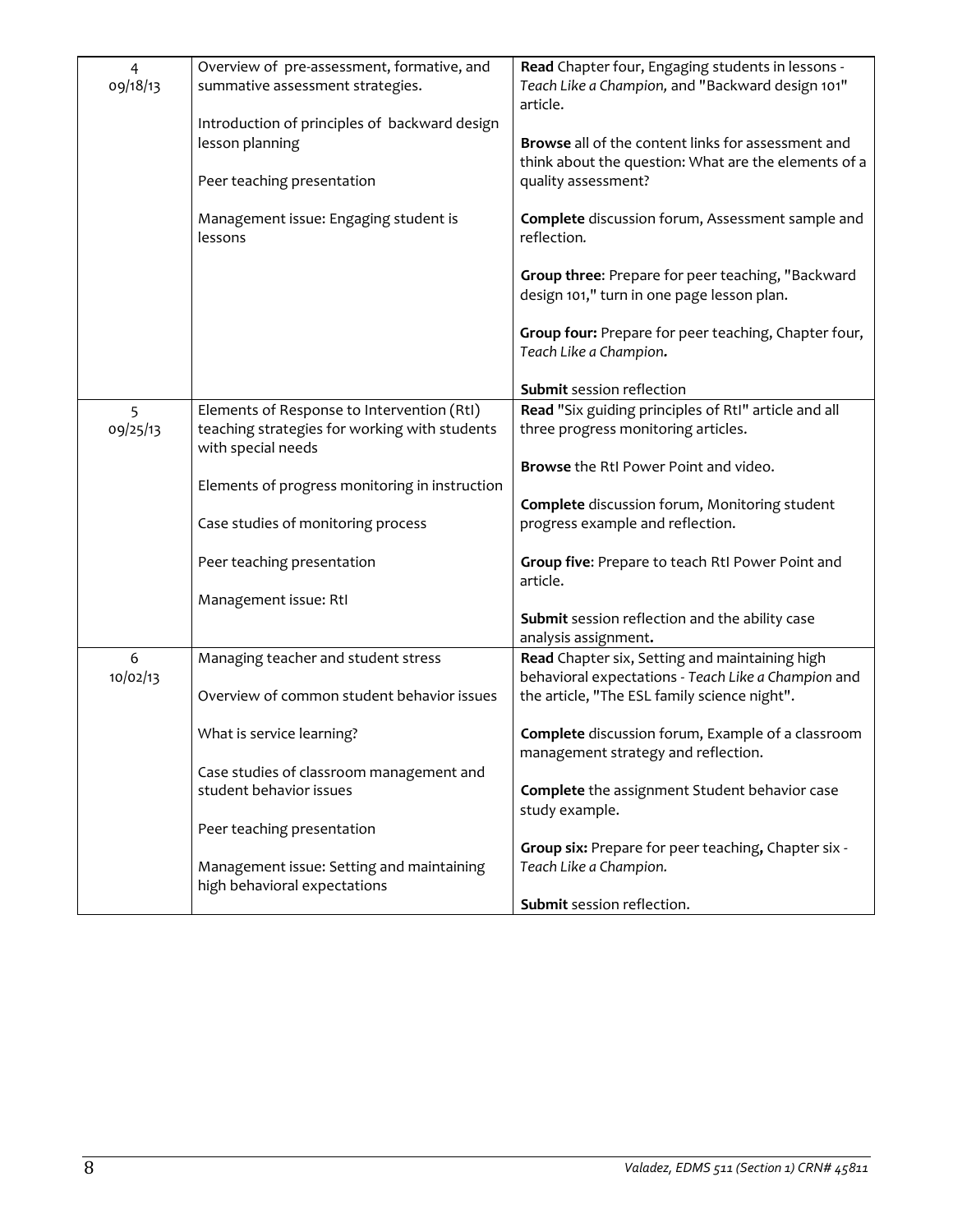| 4<br>09/18/13 | Overview of pre-assessment, formative, and summative assessment strategies.<br><br>Introduction of principles of backward design lesson planning<br><br>Peer teaching presentation<br><br>Management issue: Engaging student is lessons | **Read** Chapter four, Engaging students in lessons - *Teach Like a Champion,* and "Backward design 101" article.<br><br>**Browse** all of the content links for assessment and think about the question: What are the elements of a quality assessment?<br><br>**Complete** discussion forum, Assessment sample and reflection.<br><br>**Group three**: Prepare for peer teaching, "Backward design 101," turn in one page lesson plan.<br><br>**Group four:** Prepare for peer teaching, Chapter four, *Teach Like a Champion.*<br><br>**Submit** session reflection |
|---|---|---|
| 5<br>09/25/13 | Elements of Response to Intervention (RtI) teaching strategies for working with students with special needs<br><br>Elements of progress monitoring in instruction<br><br>Case studies of monitoring process<br><br>Peer teaching presentation<br><br>Management issue: RtI | **Read** "Six guiding principles of RtI" article and all three progress monitoring articles.<br><br>**Browse** the RtI Power Point and video.<br><br>**Complete** discussion forum, Monitoring student progress example and reflection.<br><br>**Group five**: Prepare to teach RtI Power Point and article.<br><br>**Submit** session reflection and the ability case analysis assignment**.** |
| 6<br>10/02/13 | Managing teacher and student stress<br><br>Overview of common student behavior issues<br><br>What is service learning?<br><br>Case studies of classroom management and student behavior issues<br><br>Peer teaching presentation<br><br>Management issue: Setting and maintaining high behavioral expectations | **Read** Chapter six, Setting and maintaining high behavioral expectations - *Teach Like a Champion* and the article, "The ESL family science night".<br><br>**Complete** discussion forum, Example of a classroom management strategy and reflection.<br><br>**Complete** the assignment Student behavior case study example.<br><br>**Group six:** Prepare for peer teaching**,** Chapter six - *Teach Like a Champion.*<br><br>**Submit** session reflection. |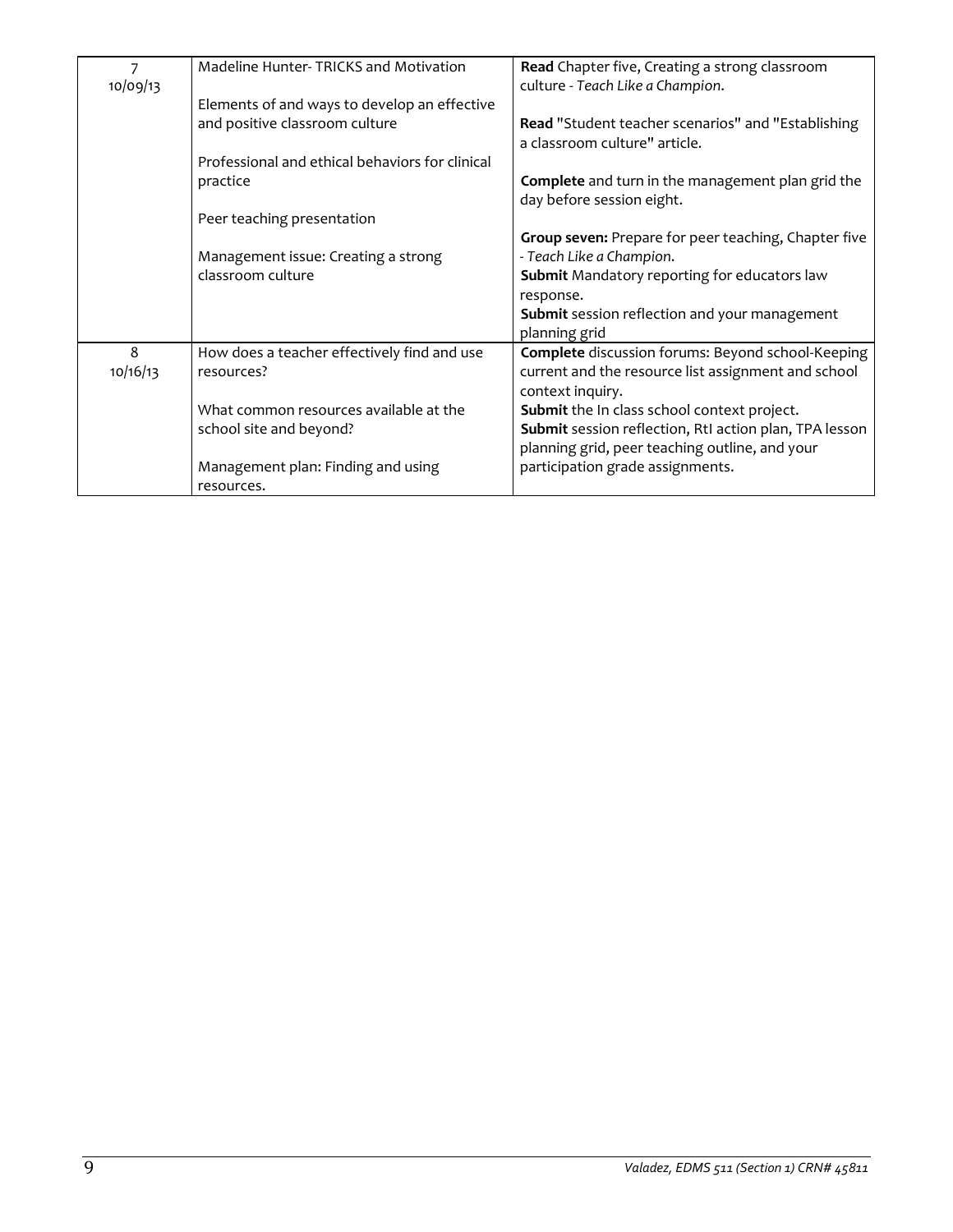| | | |
|---|---|---|
| 7<br>10/09/13 | Madeline Hunter- TRICKS and Motivation<br><br>Elements of and ways to develop an effective and positive classroom culture<br><br>Professional and ethical behaviors for clinical practice<br><br>Peer teaching presentation<br><br>Management issue: Creating a strong classroom culture | **Read** Chapter five, Creating a strong classroom culture - *Teach Like a Champion*.<br><br>**Read** "Student teacher scenarios" and "Establishing a classroom culture" article.<br><br>**Complete** and turn in the management plan grid the day before session eight.<br><br>**Group seven:** Prepare for peer teaching, Chapter five - *Teach Like a Champion*.<br>**Submit** Mandatory reporting for educators law response.<br>**Submit** session reflection and your management planning grid |
| 8<br>10/16/13 | How does a teacher effectively find and use resources?<br><br>What common resources available at the school site and beyond?<br><br>Management plan: Finding and using resources. | **Complete** discussion forums: Beyond school-Keeping current and the resource list assignment and school context inquiry.<br>**Submit** the In class school context project.<br>**Submit** session reflection, RtI action plan, TPA lesson planning grid, peer teaching outline, and your participation grade assignments. |